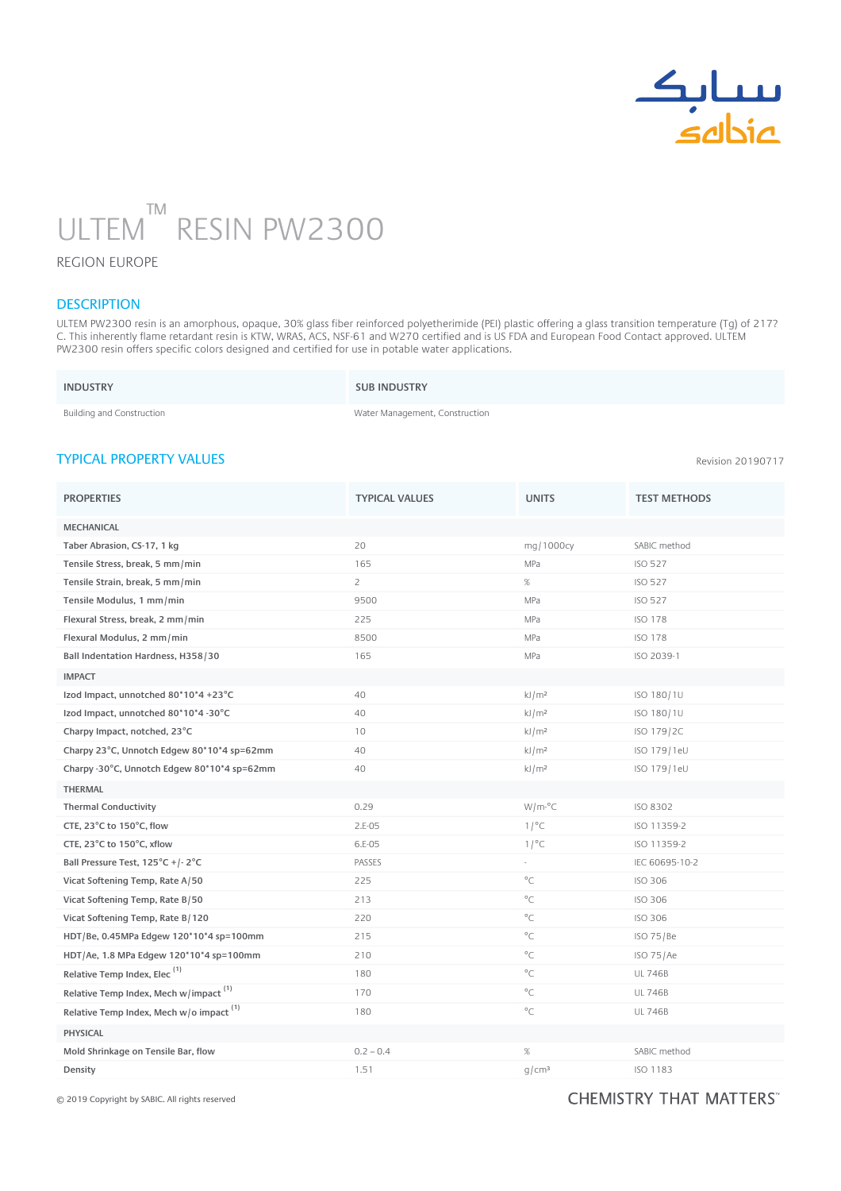# ULTEM™ RESIN PW2300

REGION EUROPE

## DESCRIPTION

ULTEM PW2300 resin is an amorphous, opaque, 30% glass fiber reinforced polyetherimide (PEI) plastic offering a glass transition temperature (Tg) of 217? C. This inherently flame retardant resin is KTW, WRAS, ACS, NSF-61 and W270 certified and is US FDA and European Food Contact approved. ULTEM PW2300 resin offers specific colors designed and certified for use in potable water applications.

| INDUSTRY | SUB INDUSTRY |
|---|---|
| Building and Construction | Water Management, Construction |

## TYPICAL PROPERTY VALUES

Revision 20190717

| PROPERTIES | TYPICAL VALUES | UNITS | TEST METHODS |
|---|---|---|---|
| MECHANICAL | | | |
| **Taber Abrasion, CS-17, 1 kg** | 20 | mg/1000cy | SABIC method |
| **Tensile Stress, break, 5 mm/min** | 165 | MPa | ISO 527 |
| **Tensile Strain, break, 5 mm/min** | 2 | % | ISO 527 |
| **Tensile Modulus, 1 mm/min** | 9500 | MPa | ISO 527 |
| **Flexural Stress, break, 2 mm/min** | 225 | MPa | ISO 178 |
| **Flexural Modulus, 2 mm/min** | 8500 | MPa | ISO 178 |
| **Ball Indentation Hardness, H358/30** | 165 | MPa | ISO 2039-1 |
| IMPACT | | | |
| **Izod Impact, unnotched 80*10*4 +23°C** | 40 | kJ/m² | ISO 180/1U |
| **Izod Impact, unnotched 80*10*4 -30°C** | 40 | kJ/m² | ISO 180/1U |
| **Charpy Impact, notched, 23°C** | 10 | kJ/m² | ISO 179/2C |
| **Charpy 23°C, Unnotch Edgew 80*10*4 sp=62mm** | 40 | kJ/m² | ISO 179/1eU |
| **Charpy -30°C, Unnotch Edgew 80*10*4 sp=62mm** | 40 | kJ/m² | ISO 179/1eU |
| THERMAL | | | |
| **Thermal Conductivity** | 0.29 | W/m-°C | ISO 8302 |
| **CTE, 23°C to 150°C, flow** | 2.E-05 | 1/°C | ISO 11359-2 |
| **CTE, 23°C to 150°C, xflow** | 6.E-05 | 1/°C | ISO 11359-2 |
| **Ball Pressure Test, 125°C +/- 2°C** | PASSES | - | IEC 60695-10-2 |
| **Vicat Softening Temp, Rate A/50** | 225 | °C | ISO 306 |
| **Vicat Softening Temp, Rate B/50** | 213 | °C | ISO 306 |
| **Vicat Softening Temp, Rate B/120** | 220 | °C | ISO 306 |
| **HDT/Be, 0.45MPa Edgew 120*10*4 sp=100mm** | 215 | °C | ISO 75/Be |
| **HDT/Ae, 1.8 MPa Edgew 120*10*4 sp=100mm** | 210 | °C | ISO 75/Ae |
| **Relative Temp Index, Elec** [(1)] | 180 | °C | UL 746B |
| **Relative Temp Index, Mech w/impact** [(1)] | 170 | °C | UL 746B |
| **Relative Temp Index, Mech w/o impact** [(1)] | 180 | °C | UL 746B |
| PHYSICAL | | | |
| **Mold Shrinkage on Tensile Bar, flow** | 0.2 – 0.4 | % | SABIC method |
| **Density** | 1.51 | g/cm³ | ISO 1183 |

© 2019 Copyright by SABIC. All rights reserved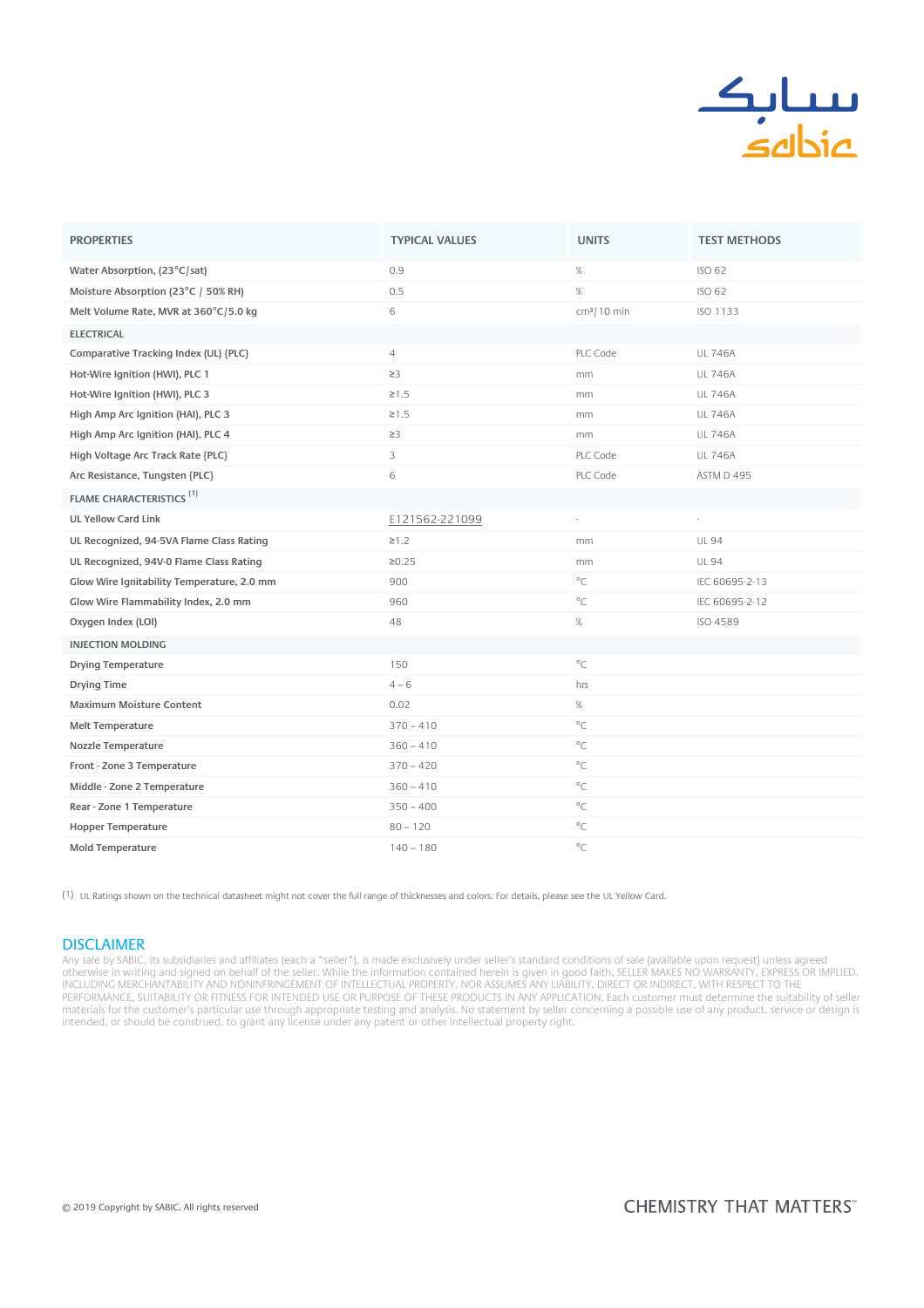| PROPERTIES | TYPICAL VALUES | UNITS | TEST METHODS |
|---|---|---|---|
| Water Absorption, (23°C/sat) | 0.9 | % | ISO 62 |
| Moisture Absorption (23°C / 50% RH) | 0.5 | % | ISO 62 |
| Melt Volume Rate, MVR at 360°C/5.0 kg | 6 | $cm^3$/ 10 min | ISO 1133 |
| ELECTRICAL | | | |
| Comparative Tracking Index (UL) {PLC} | 4 | PLC Code | UL 746A |
| Hot-Wire Ignition (HWI), PLC 1 | ≥3 | mm | UL 746A |
| Hot-Wire Ignition (HWI), PLC 3 | ≥1.5 | mm | UL 746A |
| High Amp Arc Ignition (HAI), PLC 3 | ≥1.5 | mm | UL 746A |
| High Amp Arc Ignition (HAI), PLC 4 | ≥3 | mm | UL 746A |
| High Voltage Arc Track Rate {PLC} | 3 | PLC Code | UL 746A |
| Arc Resistance, Tungsten {PLC} | 6 | PLC Code | ASTM D 495 |
| FLAME CHARACTERISTICS [(1)] | | | |
| UL Yellow Card Link | E121562-221099 | - | - |
| UL Recognized, 94-5VA Flame Class Rating | ≥1.2 | mm | UL 94 |
| UL Recognized, 94V-0 Flame Class Rating | ≥0.25 | mm | UL 94 |
| Glow Wire Ignitability Temperature, 2.0 mm | 900 | °C | IEC 60695-2-13 |
| Glow Wire Flammability Index, 2.0 mm | 960 | °C | IEC 60695-2-12 |
| Oxygen Index (LOI) | 48 | % | ISO 4589 |
| INJECTION MOLDING | | | |
| Drying Temperature | 150 | °C | |
| Drying Time | 4 – 6 | hrs | |
| Maximum Moisture Content | 0.02 | % | |
| Melt Temperature | 370 – 410 | °C | |
| Nozzle Temperature | 360 – 410 | °C | |
| Front - Zone 3 Temperature | 370 – 420 | °C | |
| Middle - Zone 2 Temperature | 360 – 410 | °C | |
| Rear - Zone 1 Temperature | 350 – 400 | °C | |
| Hopper Temperature | 80 – 120 | °C | |
| Mold Temperature | 140 – 180 | °C | |

(1) UL Ratings shown on the technical datasheet might not cover the full range of thicknesses and colors. For details, please see the UL Yellow Card.

## DISCLAIMER

Any sale by SABIC, its subsidiaries and affiliates (each a "seller"), is made exclusively under seller's standard conditions of sale (available upon request) unless agreed otherwise in writing and signed on behalf of the seller. While the information contained herein is given in good faith, SELLER MAKES NO WARRANTY, EXPRESS OR IMPLIED, INCLUDING MERCHANTABILITY AND NONINFRINGEMENT OF INTELLECTUAL PROPERTY, NOR ASSUMES ANY LIABILITY, DIRECT OR INDIRECT, WITH RESPECT TO THE PERFORMANCE, SUITABILITY OR FITNESS FOR INTENDED USE OR PURPOSE OF THESE PRODUCTS IN ANY APPLICATION. Each customer must determine the suitability of seller materials for the customer's particular use through appropriate testing and analysis. No statement by seller concerning a possible use of any product, service or design is intended, or should be construed, to grant any license under any patent or other intellectual property right.

© 2019 Copyright by SABIC. All rights reserved

CHEMISTRY THAT MATTERS™